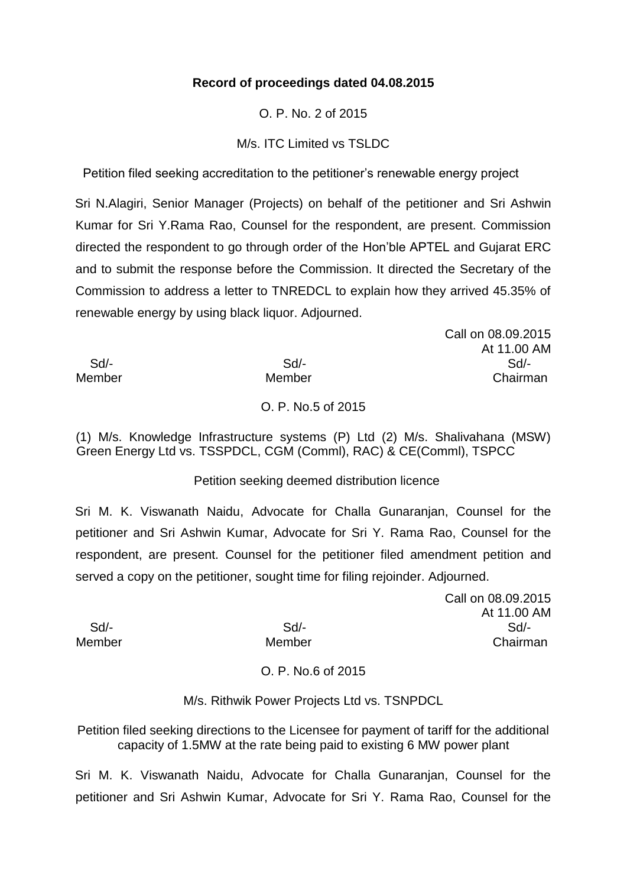**Record of proceedings dated 04.08.2015**

O. P. No. 2 of 2015

M/s. ITC Limited vs TSLDC

Petition filed seeking accreditation to the petitioner's renewable energy project

Sri N.Alagiri, Senior Manager (Projects) on behalf of the petitioner and Sri Ashwin Kumar for Sri Y.Rama Rao, Counsel for the respondent, are present. Commission directed the respondent to go through order of the Hon'ble APTEL and Gujarat ERC and to submit the response before the Commission. It directed the Secretary of the Commission to address a letter to TNREDCL to explain how they arrived 45.35% of renewable energy by using black liquor. Adjourned.

Call on 08.09.2015
At 11.00 AM

| Sd/- | Sd/- | Sd/- |
|---|---|---|
| Member | Member | Chairman |

O. P. No.5 of 2015

(1) M/s. Knowledge Infrastructure systems (P) Ltd (2) M/s. Shalivahana (MSW) Green Energy Ltd vs. TSSPDCL, CGM (Comml), RAC) & CE(Comml), TSPCC

Petition seeking deemed distribution licence

Sri M. K. Viswanath Naidu, Advocate for Challa Gunaranjan, Counsel for the petitioner and Sri Ashwin Kumar, Advocate for Sri Y. Rama Rao, Counsel for the respondent, are present. Counsel for the petitioner filed amendment petition and served a copy on the petitioner, sought time for filing rejoinder. Adjourned.

Call on 08.09.2015
At 11.00 AM

| Sd/- | Sd/- | Sd/- |
|---|---|---|
| Member | Member | Chairman |

O. P. No.6 of 2015

M/s. Rithwik Power Projects Ltd vs. TSNPDCL

Petition filed seeking directions to the Licensee for payment of tariff for the additional capacity of 1.5MW at the rate being paid to existing 6 MW power plant

Sri M. K. Viswanath Naidu, Advocate for Challa Gunaranjan, Counsel for the petitioner and Sri Ashwin Kumar, Advocate for Sri Y. Rama Rao, Counsel for the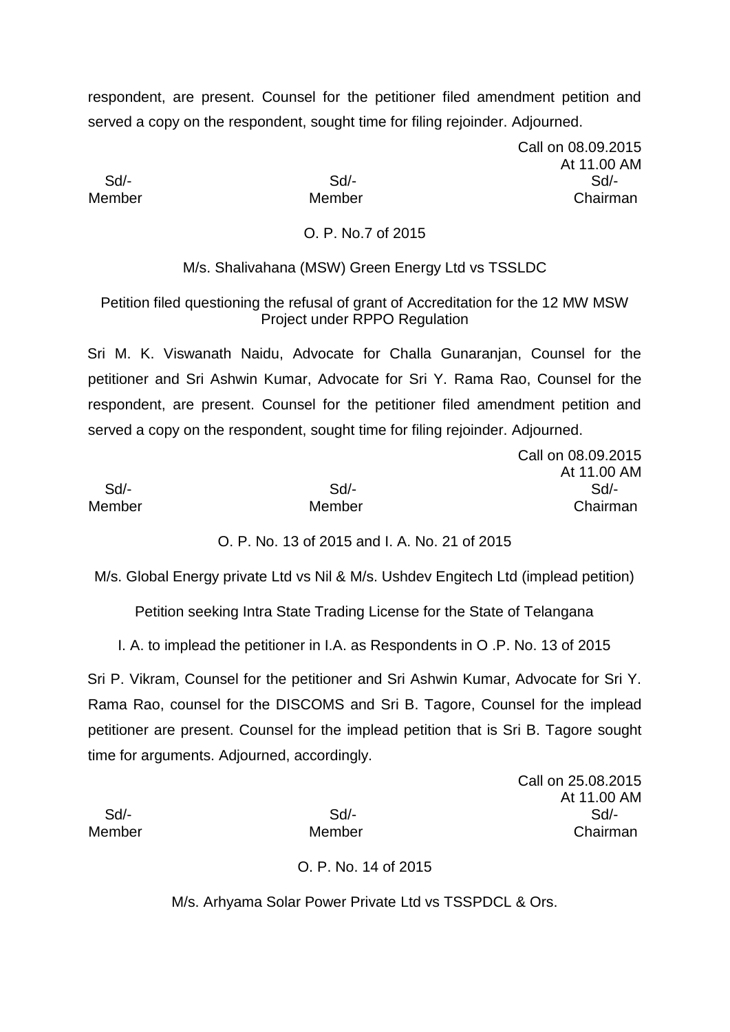respondent, are present. Counsel for the petitioner filed amendment petition and served a copy on the respondent, sought time for filing rejoinder. Adjourned.

Call on 08.09.2015
At 11.00 AM

| Sd/- | Sd/- | Sd/- |
|---|---|---|
| Member | Member | Chairman |

O. P. No.7 of 2015

M/s. Shalivahana (MSW) Green Energy Ltd vs TSSLDC

Petition filed questioning the refusal of grant of Accreditation for the 12 MW MSW Project under RPPO Regulation

Sri M. K. Viswanath Naidu, Advocate for Challa Gunaranjan, Counsel for the petitioner and Sri Ashwin Kumar, Advocate for Sri Y. Rama Rao, Counsel for the respondent, are present. Counsel for the petitioner filed amendment petition and served a copy on the respondent, sought time for filing rejoinder. Adjourned.

Call on 08.09.2015
At 11.00 AM

| Sd/- | Sd/- | Sd/- |
|---|---|---|
| Member | Member | Chairman |

O. P. No. 13 of 2015 and I. A. No. 21 of 2015

M/s. Global Energy private Ltd vs Nil & M/s. Ushdev Engitech Ltd (implead petition)

Petition seeking Intra State Trading License for the State of Telangana

I. A. to implead the petitioner in I.A. as Respondents in O .P. No. 13 of 2015

Sri P. Vikram, Counsel for the petitioner and Sri Ashwin Kumar, Advocate for Sri Y. Rama Rao, counsel for the DISCOMS and Sri B. Tagore, Counsel for the implead petitioner are present. Counsel for the implead petition that is Sri B. Tagore sought time for arguments. Adjourned, accordingly.

Call on 25.08.2015
At 11.00 AM

| Sd/- | Sd/- | Sd/- |
|---|---|---|
| Member | Member | Chairman |

O. P. No. 14 of 2015

M/s. Arhyama Solar Power Private Ltd vs TSSPDCL & Ors.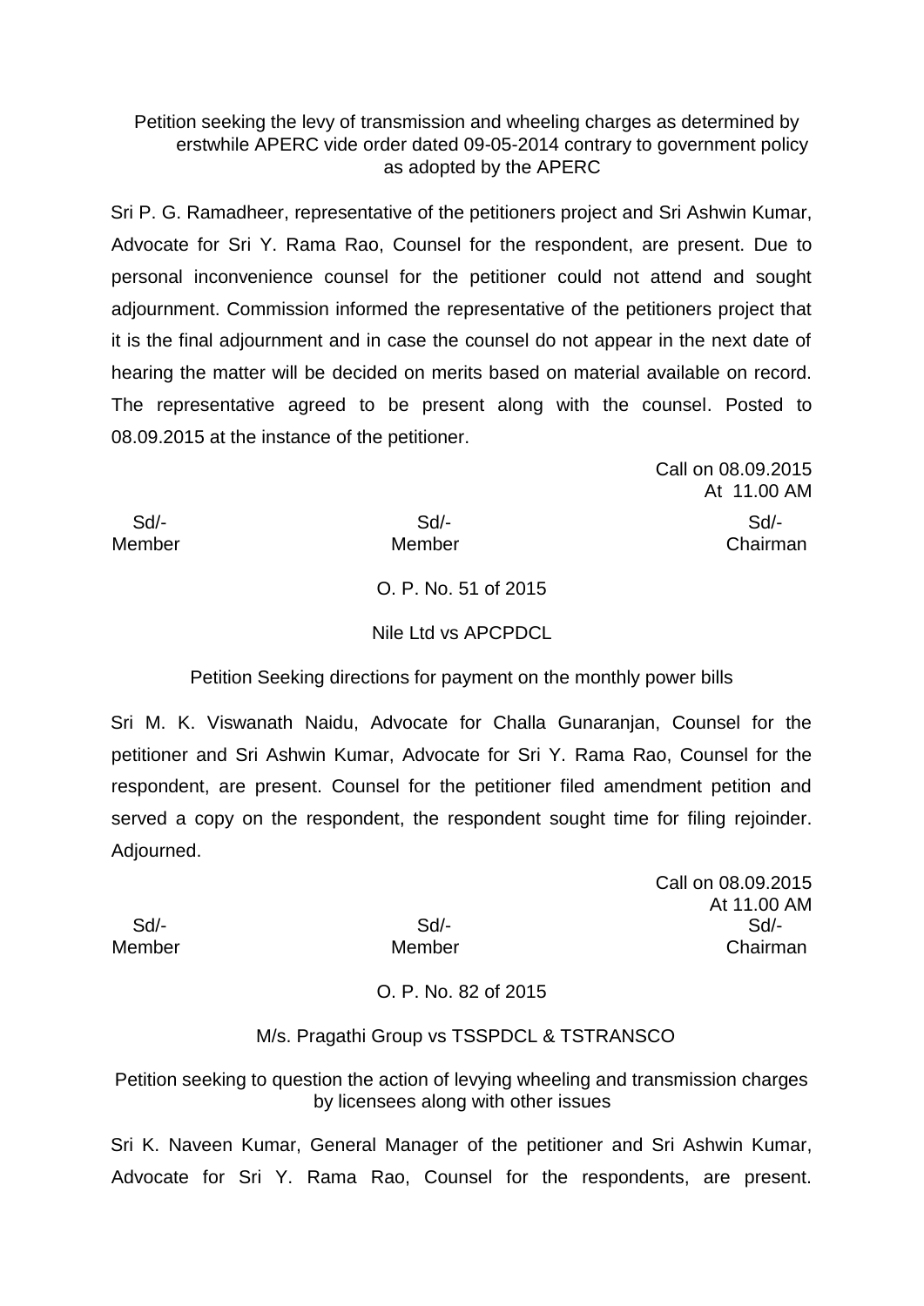Petition seeking the levy of transmission and wheeling charges as determined by erstwhile APERC vide order dated 09-05-2014 contrary to government policy as adopted by the APERC

Sri P. G. Ramadheer, representative of the petitioners project and Sri Ashwin Kumar, Advocate for Sri Y. Rama Rao, Counsel for the respondent, are present. Due to personal inconvenience counsel for the petitioner could not attend and sought adjournment. Commission informed the representative of the petitioners project that it is the final adjournment and in case the counsel do not appear in the next date of hearing the matter will be decided on merits based on material available on record. The representative agreed to be present along with the counsel. Posted to 08.09.2015 at the instance of the petitioner.

Call on 08.09.2015
At 11.00 AM

| Sd/- | Sd/- | Sd/- |
|---|---|---|
| Member | Member | Chairman |

O. P. No. 51 of 2015

Nile Ltd vs APCPDCL

Petition Seeking directions for payment on the monthly power bills

Sri M. K. Viswanath Naidu, Advocate for Challa Gunaranjan, Counsel for the petitioner and Sri Ashwin Kumar, Advocate for Sri Y. Rama Rao, Counsel for the respondent, are present. Counsel for the petitioner filed amendment petition and served a copy on the respondent, the respondent sought time for filing rejoinder. Adjourned.

Call on 08.09.2015
At 11.00 AM

| Sd/- | Sd/- | Sd/- |
|---|---|---|
| Member | Member | Chairman |

O. P. No. 82 of 2015

M/s. Pragathi Group vs TSSPDCL & TSTRANSCO

Petition seeking to question the action of levying wheeling and transmission charges by licensees along with other issues

Sri K. Naveen Kumar, General Manager of the petitioner and Sri Ashwin Kumar, Advocate for Sri Y. Rama Rao, Counsel for the respondents, are present.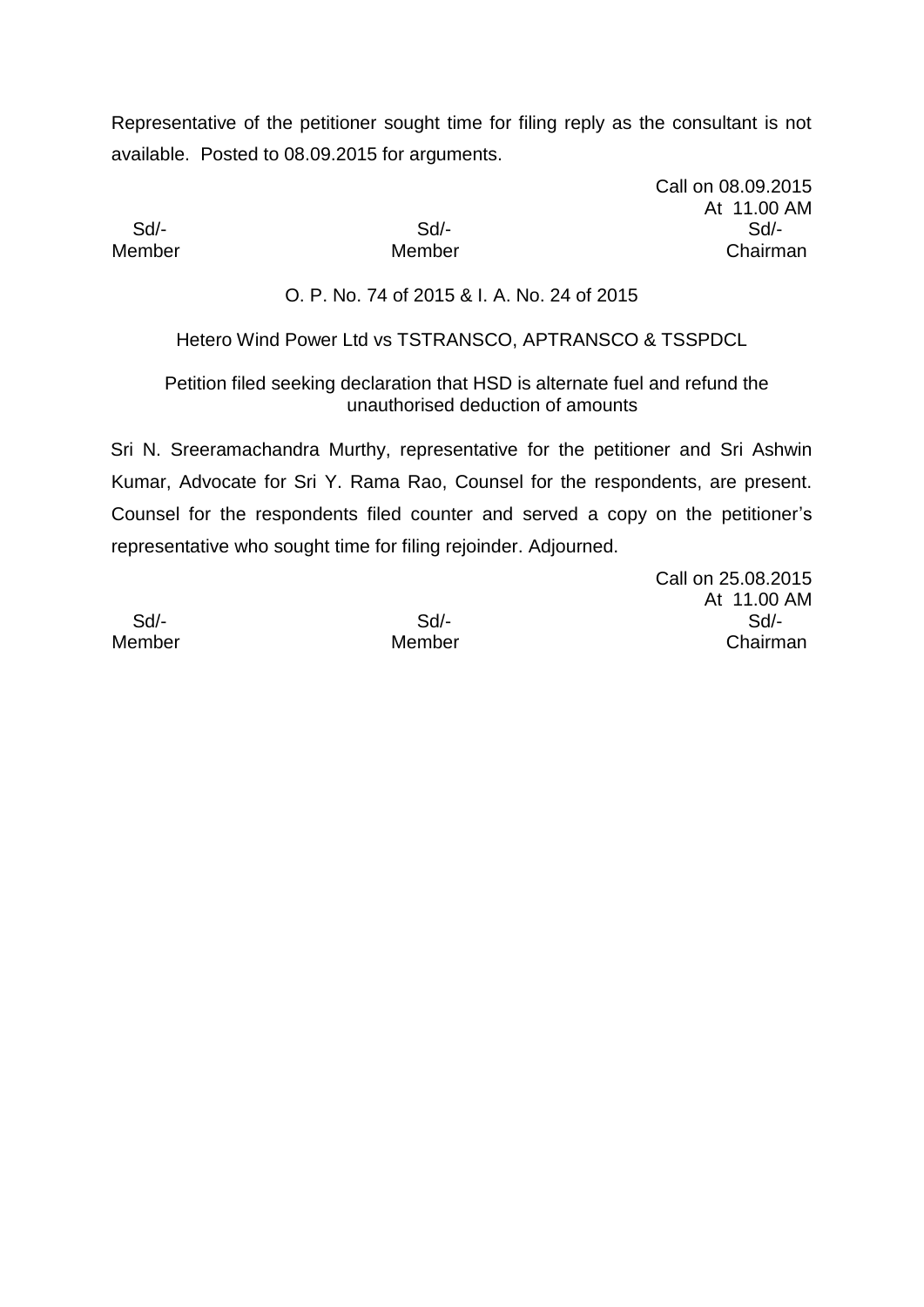Representative of the petitioner sought time for filing reply as the consultant is not available. Posted to 08.09.2015 for arguments.

Call on 08.09.2015
At 11.00 AM

| | | |
|---|---|---|
| Sd/- | Sd/- | Sd/- |
| Member | Member | Chairman |

O. P. No. 74 of 2015 & I. A. No. 24 of 2015

Hetero Wind Power Ltd vs TSTRANSCO, APTRANSCO & TSSPDCL

Petition filed seeking declaration that HSD is alternate fuel and refund the unauthorised deduction of amounts

Sri N. Sreeramachandra Murthy, representative for the petitioner and Sri Ashwin Kumar, Advocate for Sri Y. Rama Rao, Counsel for the respondents, are present. Counsel for the respondents filed counter and served a copy on the petitioner's representative who sought time for filing rejoinder. Adjourned.

Call on 25.08.2015
At 11.00 AM

| | | |
|---|---|---|
| Sd/- | Sd/- | Sd/- |
| Member | Member | Chairman |